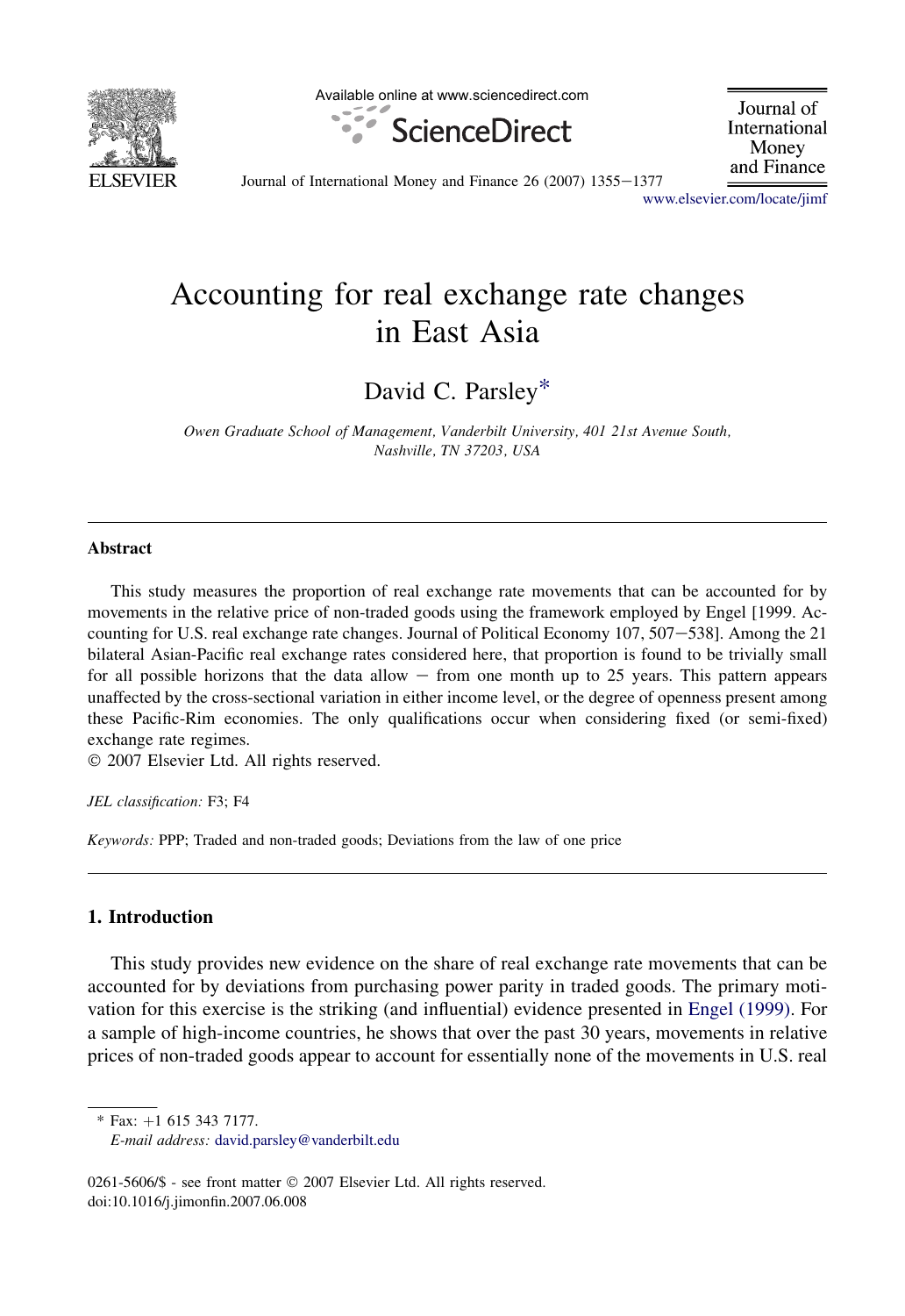# Accounting for real exchange rate changes in East Asia

David C. Parsley*

*Owen Graduate School of Management, Vanderbilt University, 401 21st Avenue South, Nashville, TN 37203, USA*

## Abstract

This study measures the proportion of real exchange rate movements that can be accounted for by movements in the relative price of non-traded goods using the framework employed by Engel [1999. Accounting for U.S. real exchange rate changes. Journal of Political Economy 107, 507–538]. Among the 21 bilateral Asian-Pacific real exchange rates considered here, that proportion is found to be trivially small for all possible horizons that the data allow – from one month up to 25 years. This pattern appears unaffected by the cross-sectional variation in either income level, or the degree of openness present among these Pacific-Rim economies. The only qualifications occur when considering fixed (or semi-fixed) exchange rate regimes.

© 2007 Elsevier Ltd. All rights reserved.

*JEL classification:* F3; F4

*Keywords:* PPP; Traded and non-traded goods; Deviations from the law of one price

## 1. Introduction

This study provides new evidence on the share of real exchange rate movements that can be accounted for by deviations from purchasing power parity in traded goods. The primary motivation for this exercise is the striking (and influential) evidence presented in Engel (1999). For a sample of high-income countries, he shows that over the past 30 years, movements in relative prices of non-traded goods appear to account for essentially none of the movements in U.S. real

* Fax: +1 615 343 7177.
*E-mail address:* david.parsley@vanderbilt.edu

0261-5606/$ - see front matter © 2007 Elsevier Ltd. All rights reserved.
doi:10.1016/j.jimonfin.2007.06.008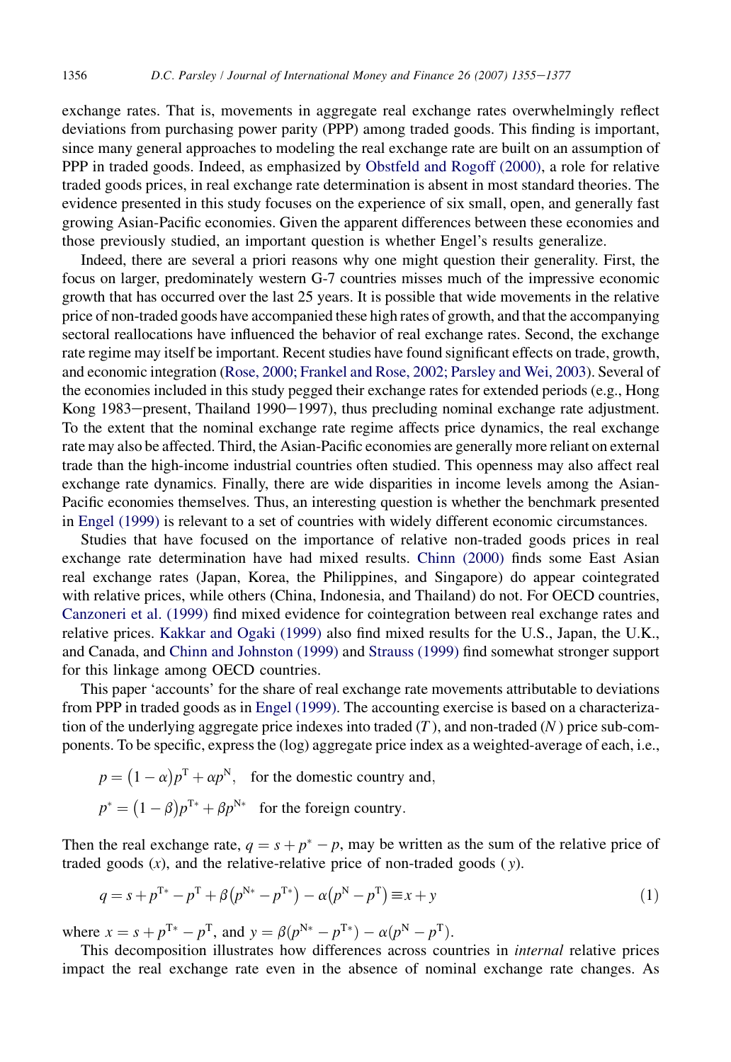exchange rates. That is, movements in aggregate real exchange rates overwhelmingly reflect deviations from purchasing power parity (PPP) among traded goods. This finding is important, since many general approaches to modeling the real exchange rate are built on an assumption of PPP in traded goods. Indeed, as emphasized by Obstfeld and Rogoff (2000), a role for relative traded goods prices, in real exchange rate determination is absent in most standard theories. The evidence presented in this study focuses on the experience of six small, open, and generally fast growing Asian-Pacific economies. Given the apparent differences between these economies and those previously studied, an important question is whether Engel's results generalize.

Indeed, there are several a priori reasons why one might question their generality. First, the focus on larger, predominately western G-7 countries misses much of the impressive economic growth that has occurred over the last 25 years. It is possible that wide movements in the relative price of non-traded goods have accompanied these high rates of growth, and that the accompanying sectoral reallocations have influenced the behavior of real exchange rates. Second, the exchange rate regime may itself be important. Recent studies have found significant effects on trade, growth, and economic integration (Rose, 2000; Frankel and Rose, 2002; Parsley and Wei, 2003). Several of the economies included in this study pegged their exchange rates for extended periods (e.g., Hong Kong 1983–present, Thailand 1990–1997), thus precluding nominal exchange rate adjustment. To the extent that the nominal exchange rate regime affects price dynamics, the real exchange rate may also be affected. Third, the Asian-Pacific economies are generally more reliant on external trade than the high-income industrial countries often studied. This openness may also affect real exchange rate dynamics. Finally, there are wide disparities in income levels among the Asian-Pacific economies themselves. Thus, an interesting question is whether the benchmark presented in Engel (1999) is relevant to a set of countries with widely different economic circumstances.

Studies that have focused on the importance of relative non-traded goods prices in real exchange rate determination have had mixed results. Chinn (2000) finds some East Asian real exchange rates (Japan, Korea, the Philippines, and Singapore) do appear cointegrated with relative prices, while others (China, Indonesia, and Thailand) do not. For OECD countries, Canzoneri et al. (1999) find mixed evidence for cointegration between real exchange rates and relative prices. Kakkar and Ogaki (1999) also find mixed results for the U.S., Japan, the U.K., and Canada, and Chinn and Johnston (1999) and Strauss (1999) find somewhat stronger support for this linkage among OECD countries.

This paper 'accounts' for the share of real exchange rate movements attributable to deviations from PPP in traded goods as in Engel (1999). The accounting exercise is based on a characterization of the underlying aggregate price indexes into traded ($T$), and non-traded ($N$) price sub-components. To be specific, express the (log) aggregate price index as a weighted-average of each, i.e.,

$$p = (1-\alpha)p^{\mathrm{T}} + \alpha p^{\mathrm{N}}, \quad \text{for the domestic country and,}$$

$$p^{*} = (1-\beta)p^{\mathrm{T}*} + \beta p^{\mathrm{N}*} \quad \text{for the foreign country.}$$

Then the real exchange rate, $q = s + p^{*} - p$, may be written as the sum of the relative price of traded goods ($x$), and the relative-relative price of non-traded goods ($y$).

$$q = s + p^{\mathrm{T}*} - p^{\mathrm{T}} + \beta\left(p^{\mathrm{N}*} - p^{\mathrm{T}*}\right) - \alpha\left(p^{\mathrm{N}} - p^{\mathrm{T}}\right) \equiv x + y \tag{1}$$

where $x = s + p^{\mathrm{T}*} - p^{\mathrm{T}}$, and $y = \beta(p^{\mathrm{N}*} - p^{\mathrm{T}*}) - \alpha(p^{\mathrm{N}} - p^{\mathrm{T}})$.

This decomposition illustrates how differences across countries in *internal* relative prices impact the real exchange rate even in the absence of nominal exchange rate changes. As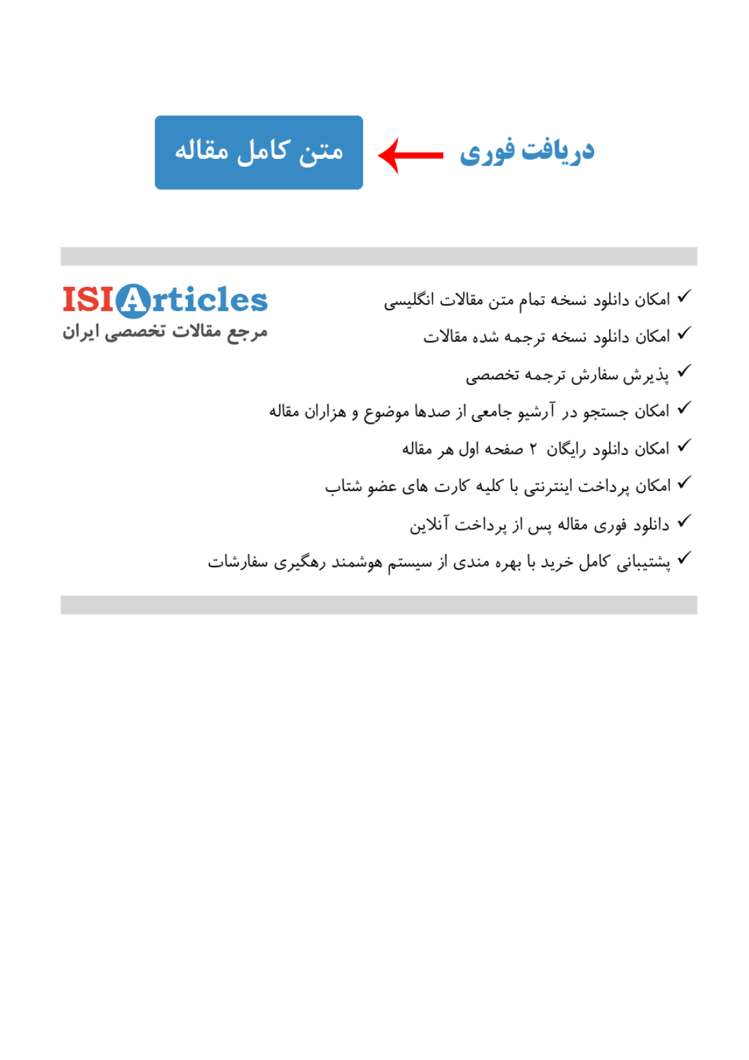دریافت فوری ← متن کامل مقاله

**ISIArticles**
مرجع مقالات تخصصی ایران

- ✓ امکان دانلود نسخه تمام متن مقالات انگلیسی
- ✓ امکان دانلود نسخه ترجمه شده مقالات
- ✓ پذیرش سفارش ترجمه تخصصی
- ✓ امکان جستجو در آرشیو جامعی از صدها موضوع و هزاران مقاله
- ✓ امکان دانلود رایگان ۲ صفحه اول هر مقاله
- ✓ امکان پرداخت اینترنتی با کلیه کارت های عضو شتاب
- ✓ دانلود فوری مقاله پس از پرداخت آنلاین
- ✓ پشتیبانی کامل خرید با بهره مندی از سیستم هوشمند رهگیری سفارشات